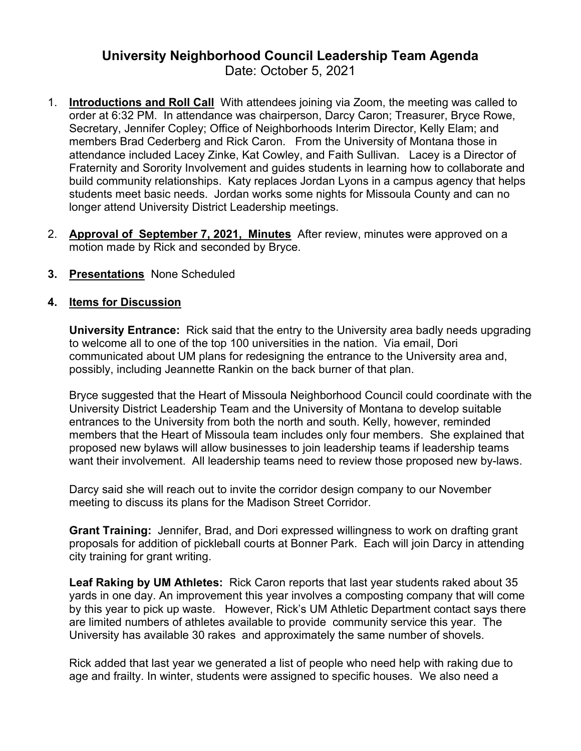# University Neighborhood Council Leadership Team Agenda

Date: October 5, 2021

1. **Introductions and Roll Call** With attendees joining via Zoom, the meeting was called to order at 6:32 PM. In attendance was chairperson, Darcy Caron; Treasurer, Bryce Rowe, Secretary, Jennifer Copley; Office of Neighborhoods Interim Director, Kelly Elam; and members Brad Cederberg and Rick Caron. From the University of Montana those in attendance included Lacey Zinke, Kat Cowley, and Faith Sullivan. Lacey is a Director of Fraternity and Sorority Involvement and guides students in learning how to collaborate and build community relationships. Katy replaces Jordan Lyons in a campus agency that helps students meet basic needs. Jordan works some nights for Missoula County and can no longer attend University District Leadership meetings.

2. **Approval of September 7, 2021, Minutes** After review, minutes were approved on a motion made by Rick and seconded by Bryce.

3. **Presentations** None Scheduled

4. **Items for Discussion**

   **University Entrance:** Rick said that the entry to the University area badly needs upgrading to welcome all to one of the top 100 universities in the nation. Via email, Dori communicated about UM plans for redesigning the entrance to the University area and, possibly, including Jeannette Rankin on the back burner of that plan.

   Bryce suggested that the Heart of Missoula Neighborhood Council could coordinate with the University District Leadership Team and the University of Montana to develop suitable entrances to the University from both the north and south. Kelly, however, reminded members that the Heart of Missoula team includes only four members. She explained that proposed new bylaws will allow businesses to join leadership teams if leadership teams want their involvement. All leadership teams need to review those proposed new by-laws.

   Darcy said she will reach out to invite the corridor design company to our November meeting to discuss its plans for the Madison Street Corridor.

   **Grant Training:** Jennifer, Brad, and Dori expressed willingness to work on drafting grant proposals for addition of pickleball courts at Bonner Park. Each will join Darcy in attending city training for grant writing.

   **Leaf Raking by UM Athletes:** Rick Caron reports that last year students raked about 35 yards in one day. An improvement this year involves a composting company that will come by this year to pick up waste. However, Rick's UM Athletic Department contact says there are limited numbers of athletes available to provide community service this year. The University has available 30 rakes and approximately the same number of shovels.

   Rick added that last year we generated a list of people who need help with raking due to age and frailty. In winter, students were assigned to specific houses. We also need a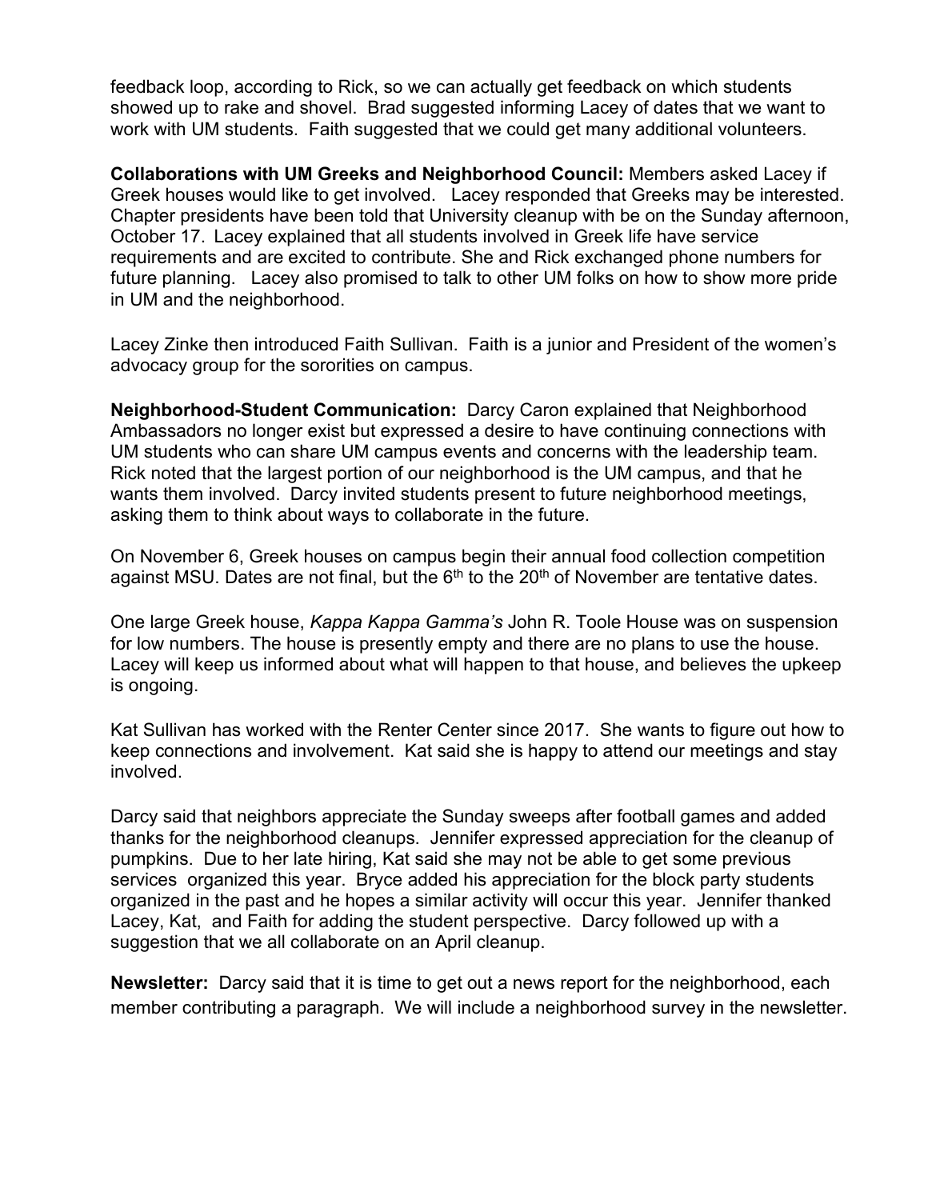feedback loop, according to Rick, so we can actually get feedback on which students showed up to rake and shovel. Brad suggested informing Lacey of dates that we want to work with UM students. Faith suggested that we could get many additional volunteers.

**Collaborations with UM Greeks and Neighborhood Council:** Members asked Lacey if Greek houses would like to get involved. Lacey responded that Greeks may be interested. Chapter presidents have been told that University cleanup with be on the Sunday afternoon, October 17. Lacey explained that all students involved in Greek life have service requirements and are excited to contribute. She and Rick exchanged phone numbers for future planning. Lacey also promised to talk to other UM folks on how to show more pride in UM and the neighborhood.

Lacey Zinke then introduced Faith Sullivan. Faith is a junior and President of the women's advocacy group for the sororities on campus.

**Neighborhood-Student Communication:** Darcy Caron explained that Neighborhood Ambassadors no longer exist but expressed a desire to have continuing connections with UM students who can share UM campus events and concerns with the leadership team. Rick noted that the largest portion of our neighborhood is the UM campus, and that he wants them involved. Darcy invited students present to future neighborhood meetings, asking them to think about ways to collaborate in the future.

On November 6, Greek houses on campus begin their annual food collection competition against MSU. Dates are not final, but the 6th to the 20th of November are tentative dates.

One large Greek house, *Kappa Kappa Gamma's* John R. Toole House was on suspension for low numbers. The house is presently empty and there are no plans to use the house. Lacey will keep us informed about what will happen to that house, and believes the upkeep is ongoing.

Kat Sullivan has worked with the Renter Center since 2017. She wants to figure out how to keep connections and involvement. Kat said she is happy to attend our meetings and stay involved.

Darcy said that neighbors appreciate the Sunday sweeps after football games and added thanks for the neighborhood cleanups. Jennifer expressed appreciation for the cleanup of pumpkins. Due to her late hiring, Kat said she may not be able to get some previous services organized this year. Bryce added his appreciation for the block party students organized in the past and he hopes a similar activity will occur this year. Jennifer thanked Lacey, Kat, and Faith for adding the student perspective. Darcy followed up with a suggestion that we all collaborate on an April cleanup.

**Newsletter:** Darcy said that it is time to get out a news report for the neighborhood, each member contributing a paragraph. We will include a neighborhood survey in the newsletter.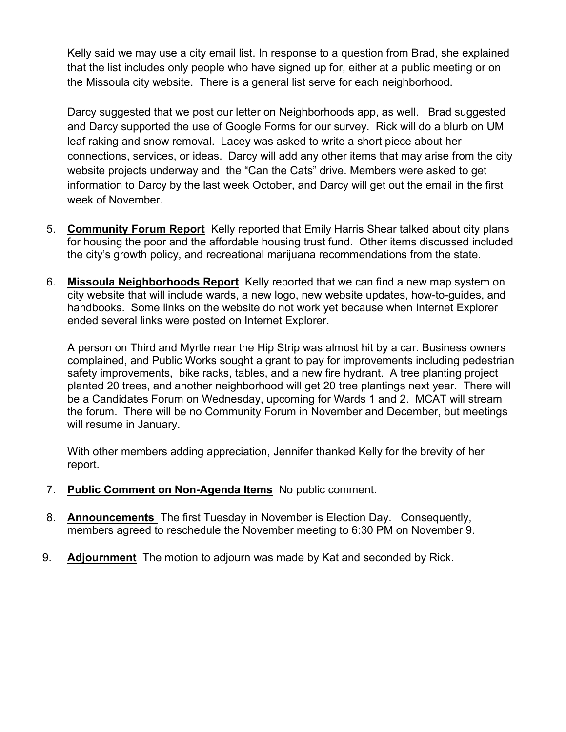Kelly said we may use a city email list. In response to a question from Brad, she explained that the list includes only people who have signed up for, either at a public meeting or on the Missoula city website. There is a general list serve for each neighborhood.

Darcy suggested that we post our letter on Neighborhoods app, as well. Brad suggested and Darcy supported the use of Google Forms for our survey. Rick will do a blurb on UM leaf raking and snow removal. Lacey was asked to write a short piece about her connections, services, or ideas. Darcy will add any other items that may arise from the city website projects underway and the "Can the Cats" drive. Members were asked to get information to Darcy by the last week October, and Darcy will get out the email in the first week of November.

5. **Community Forum Report** Kelly reported that Emily Harris Shear talked about city plans for housing the poor and the affordable housing trust fund. Other items discussed included the city's growth policy, and recreational marijuana recommendations from the state.

6. **Missoula Neighborhoods Report** Kelly reported that we can find a new map system on city website that will include wards, a new logo, new website updates, how-to-guides, and handbooks. Some links on the website do not work yet because when Internet Explorer ended several links were posted on Internet Explorer.

   A person on Third and Myrtle near the Hip Strip was almost hit by a car. Business owners complained, and Public Works sought a grant to pay for improvements including pedestrian safety improvements, bike racks, tables, and a new fire hydrant. A tree planting project planted 20 trees, and another neighborhood will get 20 tree plantings next year. There will be a Candidates Forum on Wednesday, upcoming for Wards 1 and 2. MCAT will stream the forum. There will be no Community Forum in November and December, but meetings will resume in January.

   With other members adding appreciation, Jennifer thanked Kelly for the brevity of her report.

7. **Public Comment on Non-Agenda Items** No public comment.

8. **Announcements** The first Tuesday in November is Election Day. Consequently, members agreed to reschedule the November meeting to 6:30 PM on November 9.

9. **Adjournment** The motion to adjourn was made by Kat and seconded by Rick.